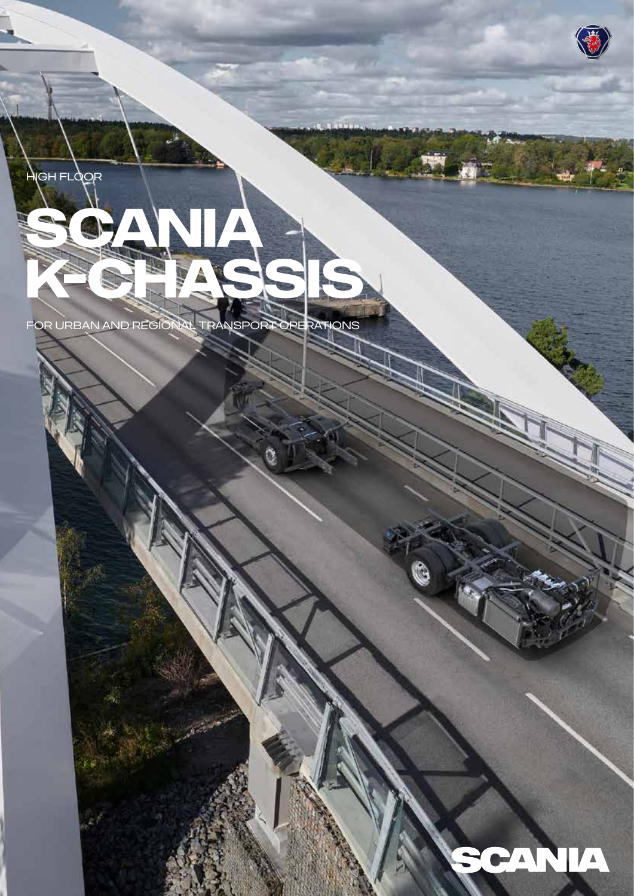HIGH FLOOR

# SCANIA K-CHASSIS

FOR URBAN AND REGIONAL TRANSPORT OPERATIONS

SCANIA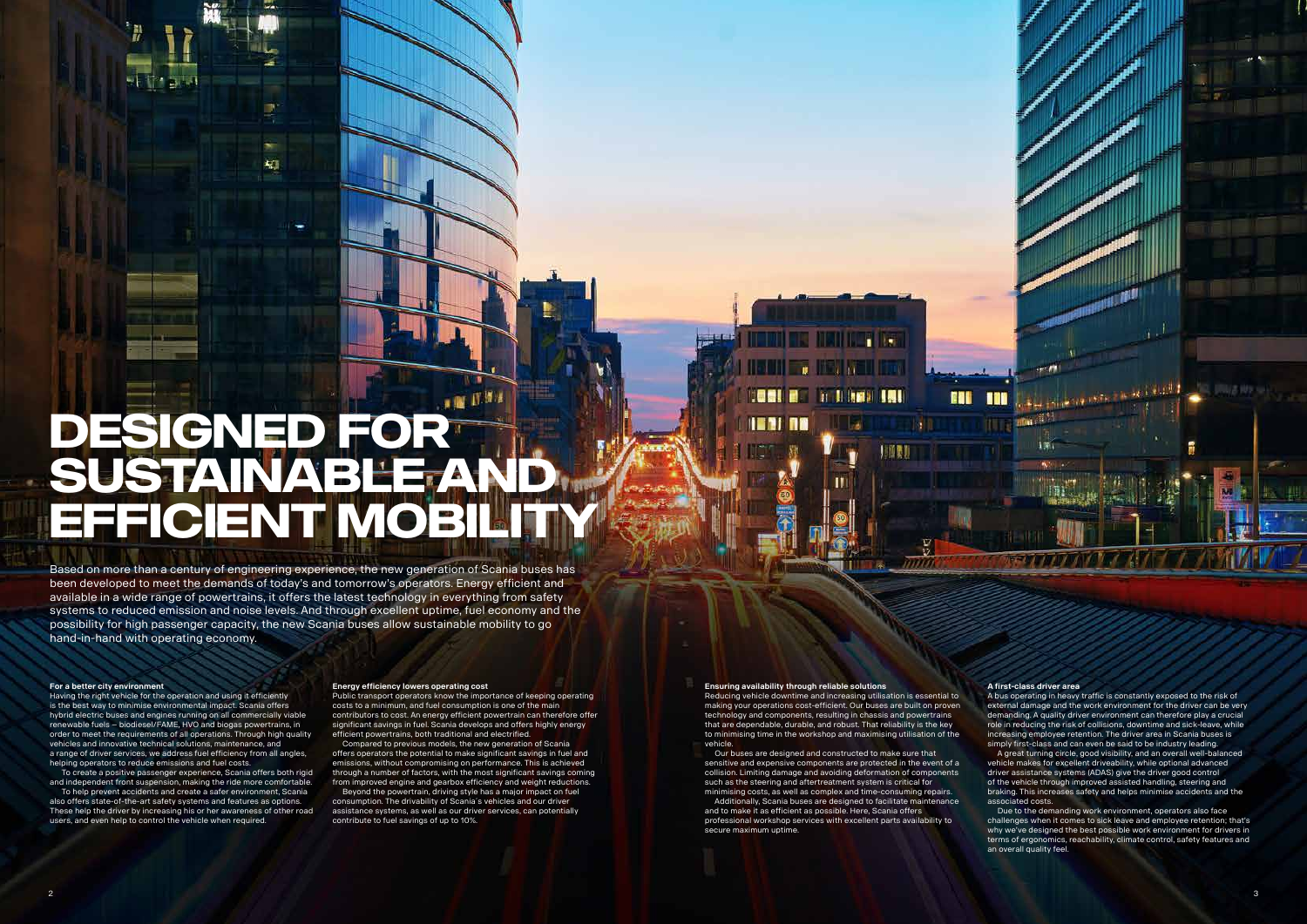# DESIGNED FOR SUSTAINABLE AND EFFICIENT MOBILITY

Based on more than a century of engineering experience, the new generation of Scania buses has been developed to meet the demands of today's and tomorrow's operators. Energy efficient and available in a wide range of powertrains, it offers the latest technology in everything from safety systems to reduced emission and noise levels. And through excellent uptime, fuel economy and the possibility for high passenger capacity, the new Scania buses allow sustainable mobility to go hand-in-hand with operating economy.

**For a better city environment**

Having the right vehicle for the operation and using it efficiently is the best way to minimise environmental impact. Scania offers hybrid electric buses and engines running on all commercially viable renewable fuels – biodiesel/FAME, HVO and biogas powertrains, in order to meet the requirements of all operations. Through high quality vehicles and innovative technical solutions, maintenance, and a range of driver services, we address fuel efficiency from all angles, helping operators to reduce emissions and fuel costs.

To create a positive passenger experience, Scania offers both rigid and independent front suspension, making the ride more comfortable.

To help prevent accidents and create a safer environment, Scania also offers state-of-the-art safety systems and features as options. These help the driver by increasing his or her awareness of other road users, and even help to control the vehicle when required.

**Energy efficiency lowers operating cost**

Public transport operators know the importance of keeping operating costs to a minimum, and fuel consumption is one of the main contributors to cost. An energy efficient powertrain can therefore offer significant savings in fuel. Scania develops and offers highly energy efficient powertrains, both traditional and electrified.

Compared to previous models, the new generation of Scania offers operators the potential to make significant savings in fuel and emissions, without compromising on performance. This is achieved through a number of factors, with the most significant savings coming from improved engine and gearbox efficiency and weight reductions.

Beyond the powertrain, driving style has a major impact on fuel consumption. The drivability of Scania´s vehicles and our driver assistance systems, as well as our driver services, can potentially contribute to fuel savings of up to 10%.

**Ensuring availability through reliable solutions**

Reducing vehicle downtime and increasing utilisation is essential to making your operations cost-efficient. Our buses are built on proven technology and components, resulting in chassis and powertrains that are dependable, durable, and robust. That reliability is the key to minimising time in the workshop and maximising utilisation of the vehicle.

Our buses are designed and constructed to make sure that sensitive and expensive components are protected in the event of a collision. Limiting damage and avoiding deformation of components such as the steering and aftertreatment system is critical for minimising costs, as well as complex and time-consuming repairs.

Additionally, Scania buses are designed to facilitate maintenance and to make it as efficient as possible. Here, Scania offers professional workshop services with excellent parts availability to secure maximum uptime.

**A first-class driver area**

A bus operating in heavy traffic is constantly exposed to the risk of external damage and the work environment for the driver can be very demanding. A quality driver environment can therefore play a crucial role in reducing the risk of collisions, downtime and sick-leave, while increasing employee retention. The driver area in Scania buses is simply first-class and can even be said to be industry leading.

A great turning circle, good visibility, and an overall well-balanced vehicle makes for excellent driveability, while optional advanced driver assistance systems (ADAS) give the driver good control of the vehicle through improved assisted handling, steering and braking. This increases safety and helps minimise accidents and the associated costs.

Due to the demanding work environment, operators also face challenges when it comes to sick leave and employee retention; that's why we've designed the best possible work environment for drivers in terms of ergonomics, reachability, climate control, safety features and an overall quality feel.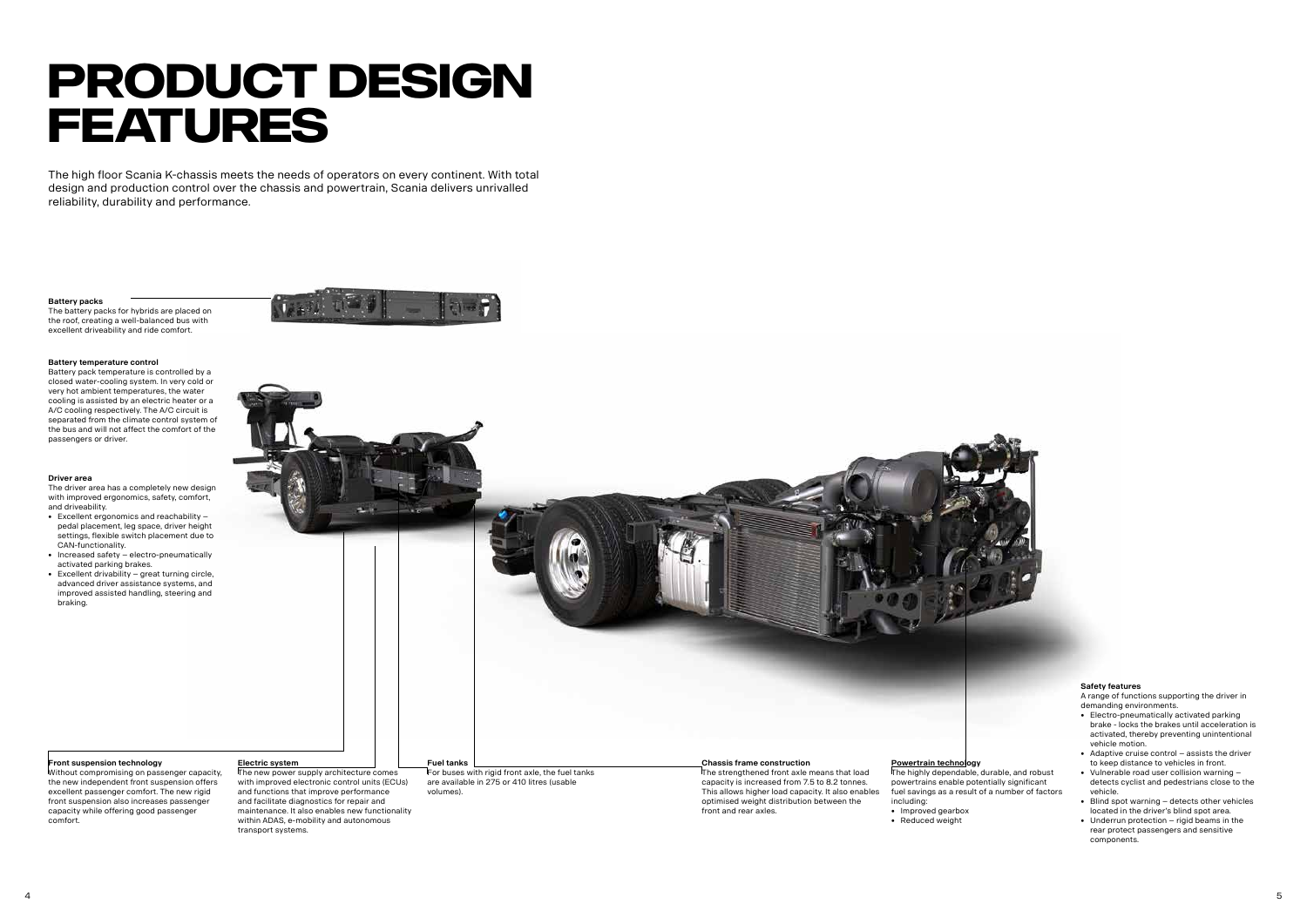# PRODUCT DESIGN FEATURES

The high floor Scania K-chassis meets the needs of operators on every continent. With total design and production control over the chassis and powertrain, Scania delivers unrivalled reliability, durability and performance.

**Battery packs**

The battery packs for hybrids are placed on the roof, creating a well-balanced bus with excellent driveability and ride comfort.

**Battery temperature control**

Battery pack temperature is controlled by a closed water-cooling system. In very cold or very hot ambient temperatures, the water cooling is assisted by an electric heater or a A/C cooling respectively. The A/C circuit is separated from the climate control system of the bus and will not affect the comfort of the passengers or driver.

**Driver area**

The driver area has a completely new design with improved ergonomics, safety, comfort, and driveability.

- Excellent ergonomics and reachability – pedal placement, leg space, driver height settings, flexible switch placement due to CAN-functionality.
- Increased safety – electro-pneumatically activated parking brakes.
- Excellent drivability – great turning circle, advanced driver assistance systems, and improved assisted handling, steering and braking.

**Front suspension technology**

Without compromising on passenger capacity, the new independent front suspension offers excellent passenger comfort. The new rigid front suspension also increases passenger capacity while offering good passenger comfort.

**Electric system**

The new power supply architecture comes with improved electronic control units (ECUs) and functions that improve performance and facilitate diagnostics for repair and maintenance. It also enables new functionality within ADAS, e-mobility and autonomous transport systems.

**Fuel tanks**

For buses with rigid front axle, the fuel tanks are available in 275 or 410 litres (usable volumes).

**Chassis frame construction**

The strengthened front axle means that load capacity is increased from 7.5 to 8.2 tonnes. This allows higher load capacity. It also enables optimised weight distribution between the front and rear axles.

**Powertrain technology**

The highly dependable, durable, and robust powertrains enable potentially significant fuel savings as a result of a number of factors including:

- Improved gearbox
- Reduced weight

**Safety features**

A range of functions supporting the driver in demanding environments.

- Electro-pneumatically activated parking brake - locks the brakes until acceleration is activated, thereby preventing unintentional vehicle motion.
- Adaptive cruise control – assists the driver to keep distance to vehicles in front.
- Vulnerable road user collision warning – detects cyclist and pedestrians close to the vehicle.
- Blind spot warning – detects other vehicles located in the driver's blind spot area.
- Underrun protection – rigid beams in the rear protect passengers and sensitive components.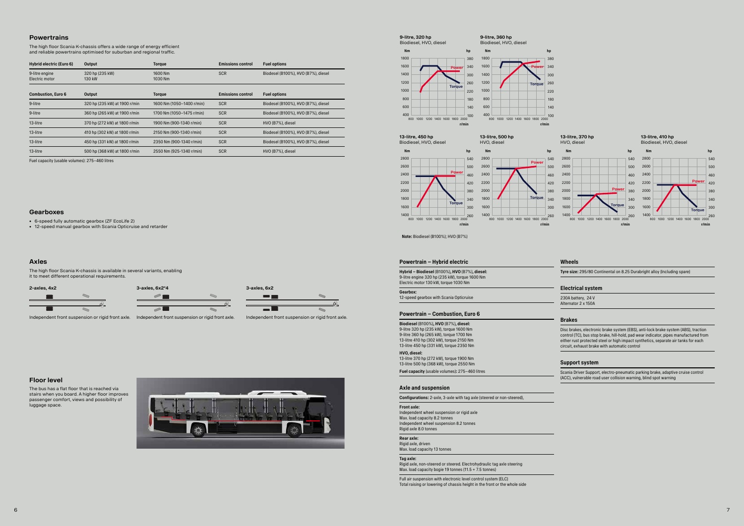## Powertrains

The high floor Scania K-chassis offers a wide range of energy efficient and reliable powertrains optimised for suburban and regional traffic.

| Hybrid electric (Euro 6) | Output | Torque | Emissions control | Fuel options |
|---|---|---|---|---|
| 9-litre engine<br>Electric motor | 320 hp (235 kW)<br>130 kW | 1600 Nm<br>1030 Nm | SCR | Biodesel (B100%), HVO (B7%), diesel |

| Combustion, Euro 6 | Output | Torque | Emissions control | Fuel options |
|---|---|---|---|---|
| 9-litre | 320 hp (235 kW) at 1900 r/min | 1600 Nm (1050–1400 r/min) | SCR | Biodesel (B100%), HVO (B7%), diesel |
| 9-litre | 360 hp (265 kW) at 1900 r/min | 1700 Nm (1050–1475 r/min) | SCR | Biodesel (B100%), HVO (B7%), diesel |
| 13-litre | 370 hp (272 kW) at 1800 r/min | 1900 Nm (900–1340 r/min) | SCR | HVO (B7%), diesel |
| 13-litre | 410 hp (302 kW) at 1800 r/min | 2150 Nm (900–1340 r/min) | SCR | Biodesel (B100%), HVO (B7%), diesel |
| 13-litre | 450 hp (331 kW) at 1800 r/min | 2350 Nm (900–1340 r/min) | SCR | Biodesel (B100%), HVO (B7%), diesel |
| 13-litre | 500 hp (368 kW) at 1800 r/min | 2550 Nm (925–1340 r/min) | SCR | HVO (B7%), diesel |

Fuel capacity (usable volumes): 275–460 litres

**9-litre, 320 hp** Biodiesel, HVO, diesel

**9-litre, 360 hp** Biodiesel, HVO, diesel

**13-litre, 450 hp** Biodiesel, HVO, diesel

**13-litre, 500 hp** HVO, diesel

**13-litre, 370 hp** HVO, diesel

**13-litre, 410 hp** Biodiesel, HVO, diesel

**Note:** Biodiesel (B100%); HVO (B7%)

## Gearboxes

- 6-speed fully automatic gearbox (ZF EcoLife 2)
- 12-speed manual gearbox with Scania Opticruise and retarder

## Axles

The high floor Scania K-chassis is available in several variants, enabling it to meet different operational requirements.

**2-axles, 4x2** – Independent front suspension or rigid front axle.

**3-axles, 6x2\*4** – Independent front suspension or rigid front axle.

**3-axles, 6x2** – Independent front suspension or rigid front axle.

## Floor level

The bus has a flat floor that is reached via stairs when you board. A higher floor improves passenger comfort, views and possibility of luggage space.

### Powertrain – Hybrid electric

**Hybrid – Biodiesel** (B100%), **HVO** (B7%), **diesel:**
9-litre engine 320 hp (235 kW), torque 1600 Nm
Electric motor 130 kW, torque 1030 Nm

**Gearbox:**
12-speed gearbox with Scania Opticruise

### Powertrain – Combustion, Euro 6

**Biodiesel** (B100%), **HVO** (B7%), **diesel:**
9-litre 320 hp (235 kW), torque 1600 Nm
9-litre 360 hp (265 kW), torque 1700 Nm
13-litre 410 hp (302 kW), torque 2150 Nm
13-litre 450 hp (331 kW), torque 2350 Nm

**HVO, diesel:**
13-litre 370 hp (272 kW), torque 1900 Nm
13-litre 500 hp (368 kW), torque 2550 Nm

**Fuel capacity** (usable volumes): 275–460 litres

### Axle and suspension

**Configurations:** 2-axle, 3-axle with tag axle (steered or non-steered),

**Front axle:**
Independent wheel suspension or rigid axle
Max. load capacity 8.2 tonnes
Independent wheel suspension 8.2 tonnes
Rigid axle 8.0 tonnes

**Rear axle:**
Rigid axle, driven
Max. load capacity 13 tonnes

**Tag axle:**
Rigid axle, non-steered or steered. Electrohydraulic tag axle steering
Max. load capacity bogie 19 tonnes (11.5 + 7.5 tonnes)

Full air suspension with electronic level control system (ELC)
Total raising or lowering of chassis height in the front or the whole side

### Wheels

**Tyre size:** 295/80 Continental on 8.25 Durabright alloy (Including spare)

### Electrical system

230A battery, 24 V
Alternator 2 x 150A

### Brakes

Disc brakes, electronic brake system (EBS), anti-lock brake system (ABS), traction control (TC), bus stop brake, hill-hold, pad wear indicator, pipes manufactured from either rust protected steel or high impact synthetics, separate air tanks for each circuit, exhaust brake with automatic control

### Support system

Scania Driver Support, electro-pneumatic parking brake, adaptive cruise control (ACC), vulnerable road user collision warning, blind spot warning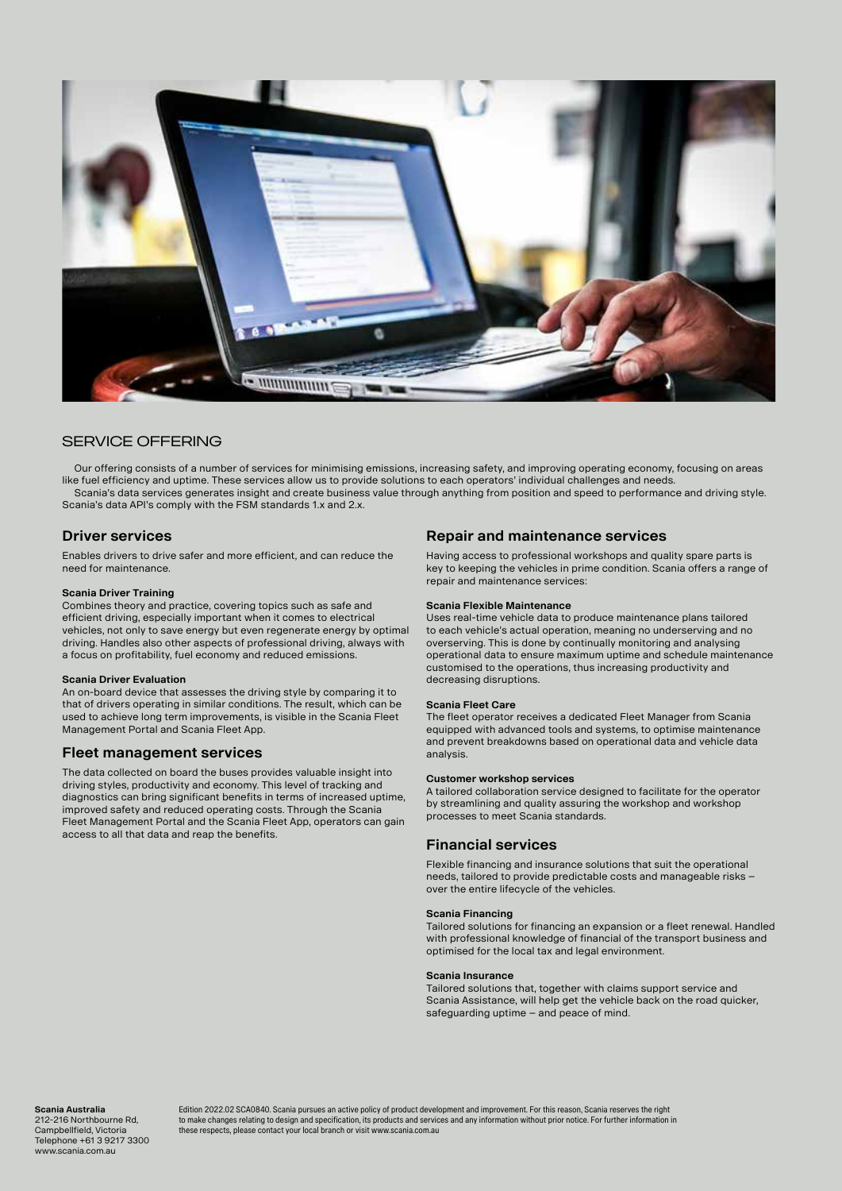## SERVICE OFFERING

Our offering consists of a number of services for minimising emissions, increasing safety, and improving operating economy, focusing on areas like fuel efficiency and uptime. These services allow us to provide solutions to each operators' individual challenges and needs.

Scania's data services generates insight and create business value through anything from position and speed to performance and driving style. Scania's data API's comply with the FSM standards 1.x and 2.x.

### Driver services

Enables drivers to drive safer and more efficient, and can reduce the need for maintenance.

**Scania Driver Training**
Combines theory and practice, covering topics such as safe and efficient driving, especially important when it comes to electrical vehicles, not only to save energy but even regenerate energy by optimal driving. Handles also other aspects of professional driving, always with a focus on profitability, fuel economy and reduced emissions.

**Scania Driver Evaluation**
An on-board device that assesses the driving style by comparing it to that of drivers operating in similar conditions. The result, which can be used to achieve long term improvements, is visible in the Scania Fleet Management Portal and Scania Fleet App.

### Fleet management services

The data collected on board the buses provides valuable insight into driving styles, productivity and economy. This level of tracking and diagnostics can bring significant benefits in terms of increased uptime, improved safety and reduced operating costs. Through the Scania Fleet Management Portal and the Scania Fleet App, operators can gain access to all that data and reap the benefits.

### Repair and maintenance services

Having access to professional workshops and quality spare parts is key to keeping the vehicles in prime condition. Scania offers a range of repair and maintenance services:

**Scania Flexible Maintenance**
Uses real-time vehicle data to produce maintenance plans tailored to each vehicle's actual operation, meaning no underserving and no overserving. This is done by continually monitoring and analysing operational data to ensure maximum uptime and schedule maintenance customised to the operations, thus increasing productivity and decreasing disruptions.

**Scania Fleet Care**
The fleet operator receives a dedicated Fleet Manager from Scania equipped with advanced tools and systems, to optimise maintenance and prevent breakdowns based on operational data and vehicle data analysis.

**Customer workshop services**
A tailored collaboration service designed to facilitate for the operator by streamlining and quality assuring the workshop and workshop processes to meet Scania standards.

### Financial services

Flexible financing and insurance solutions that suit the operational needs, tailored to provide predictable costs and manageable risks – over the entire lifecycle of the vehicles.

**Scania Financing**
Tailored solutions for financing an expansion or a fleet renewal. Handled with professional knowledge of financial of the transport business and optimised for the local tax and legal environment.

**Scania Insurance**
Tailored solutions that, together with claims support service and Scania Assistance, will help get the vehicle back on the road quicker, safeguarding uptime – and peace of mind.

**Scania Australia**
212-216 Northbourne Rd,
Campbellfield, Victoria
Telephone +61 3 9217 3300
www.scania.com.au

Edition 2022.02 SCA0840. Scania pursues an active policy of product development and improvement. For this reason, Scania reserves the right to make changes relating to design and specification, its products and services and any information without prior notice. For further information in these respects, please contact your local branch or visit www.scania.com.au